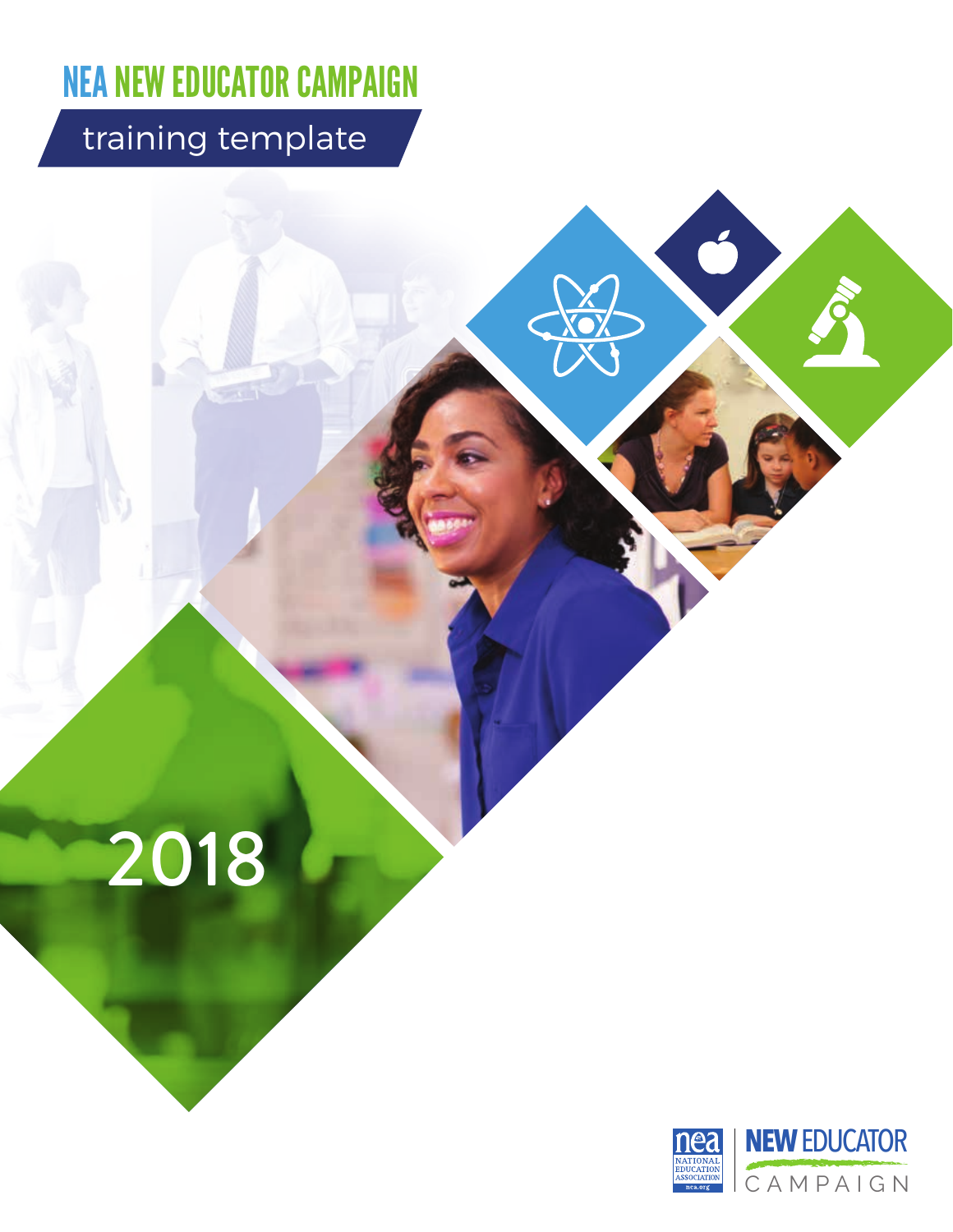# NEA NEW EDUCATOR CAMPAIGN

## training template

2018

NEA NATIONAL EDUCATION ASSOCIATION nea.org

NEW EDUCATOR CAMPAIGN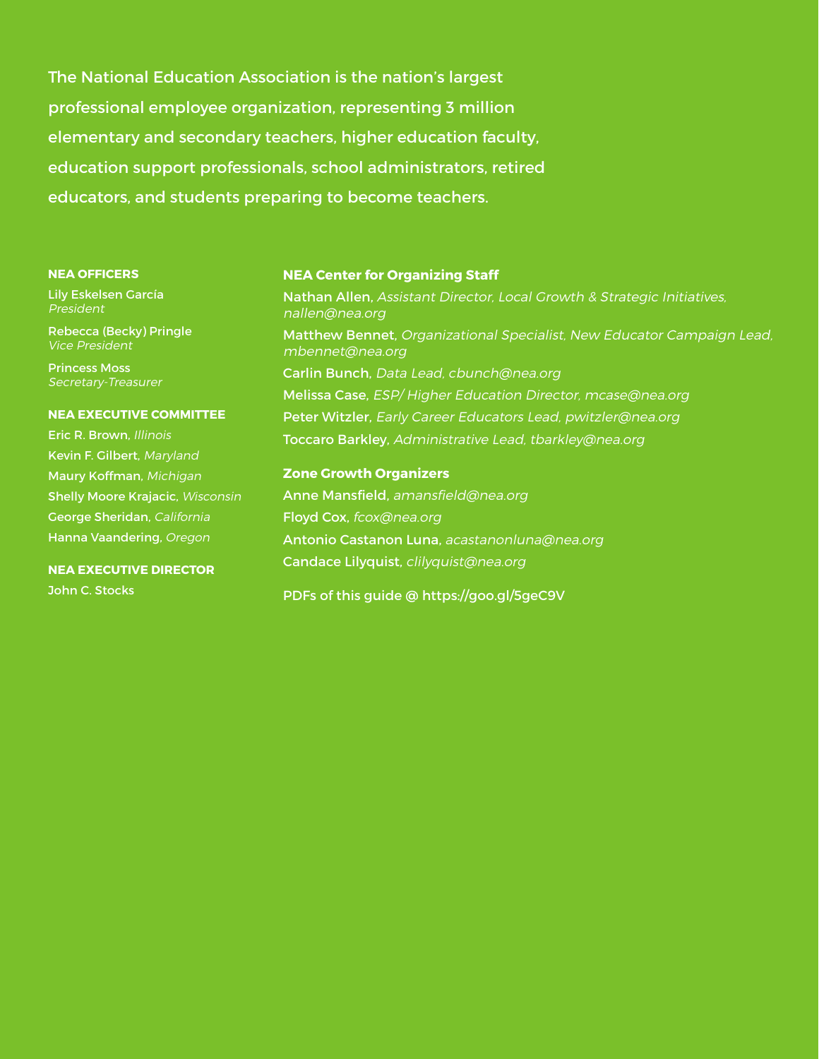The National Education Association is the nation's largest professional employee organization, representing 3 million elementary and secondary teachers, higher education faculty, education support professionals, school administrators, retired educators, and students preparing to become teachers.

**NEA OFFICERS**

Lily Eskelsen García
*President*

Rebecca (Becky) Pringle
*Vice President*

Princess Moss
*Secretary-Treasurer*

**NEA EXECUTIVE COMMITTEE**

Eric R. Brown, *Illinois*

Kevin F. Gilbert, *Maryland*

Maury Koffman, *Michigan*

Shelly Moore Krajacic, *Wisconsin*

George Sheridan, *California*

Hanna Vaandering, *Oregon*

**NEA EXECUTIVE DIRECTOR**

John C. Stocks

**NEA Center for Organizing Staff**

Nathan Allen, *Assistant Director, Local Growth & Strategic Initiatives, nallen@nea.org*

Matthew Bennet, *Organizational Specialist, New Educator Campaign Lead, mbennet@nea.org*

Carlin Bunch, *Data Lead, cbunch@nea.org*

Melissa Case, *ESP/ Higher Education Director, mcase@nea.org*

Peter Witzler, *Early Career Educators Lead, pwitzler@nea.org*

Toccaro Barkley, *Administrative Lead, tbarkley@nea.org*

**Zone Growth Organizers**

Anne Mansfield, *amansfield@nea.org*

Floyd Cox, *fcox@nea.org*

Antonio Castanon Luna, *acastanonluna@nea.org*

Candace Lilyquist, *clilyquist@nea.org*

PDFs of this guide @ https://goo.gl/5geC9V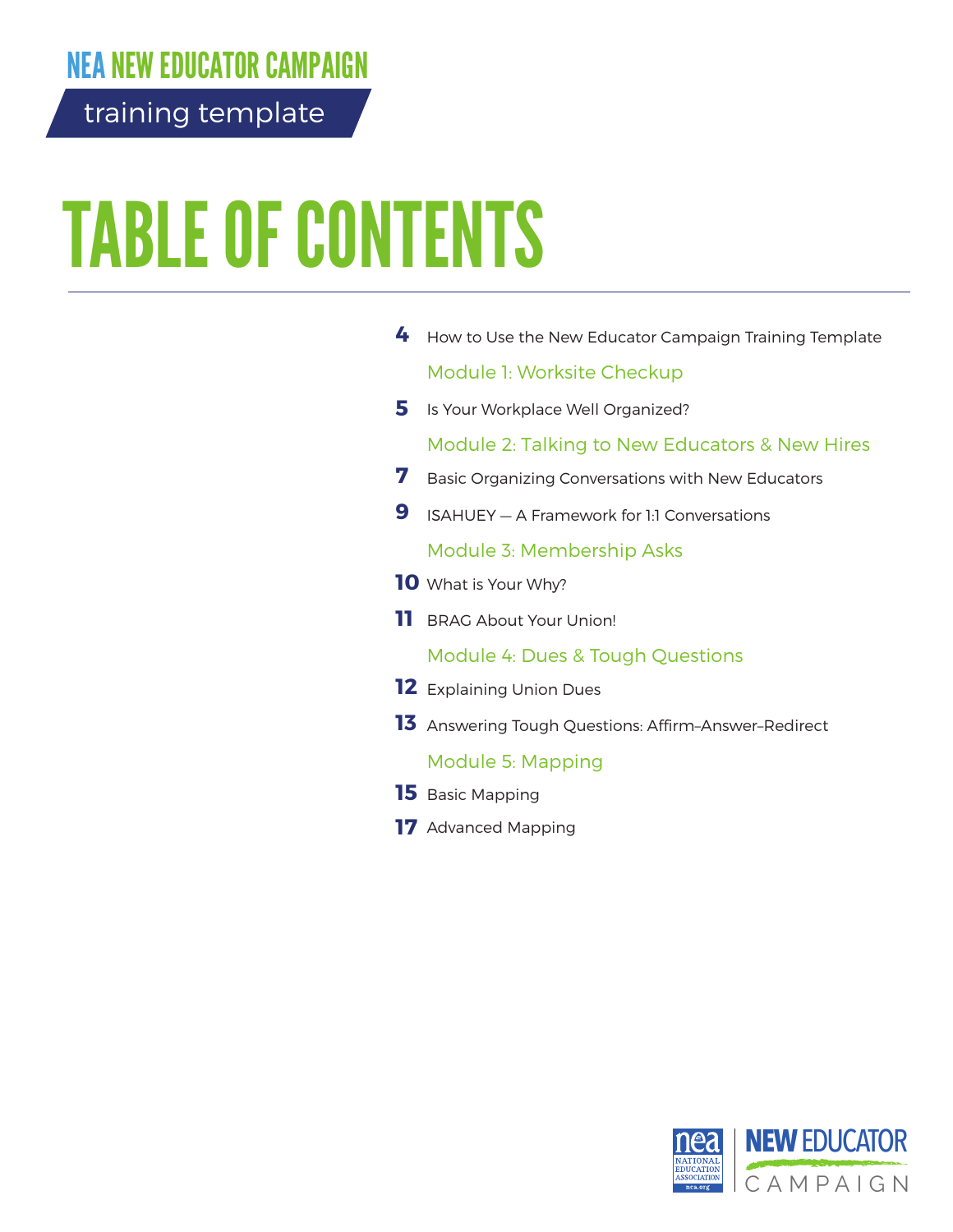# TABLE OF CONTENTS

**4** How to Use the New Educator Campaign Training Template

## Module 1: Worksite Checkup

**5** Is Your Workplace Well Organized?

## Module 2: Talking to New Educators & New Hires

**7** Basic Organizing Conversations with New Educators

**9** ISAHUEY — A Framework for 1:1 Conversations

## Module 3: Membership Asks

**10** What is Your Why?

**11** BRAG About Your Union!

## Module 4: Dues & Tough Questions

**12** Explaining Union Dues

**13** Answering Tough Questions: Affirm–Answer–Redirect

## Module 5: Mapping

**15** Basic Mapping

**17** Advanced Mapping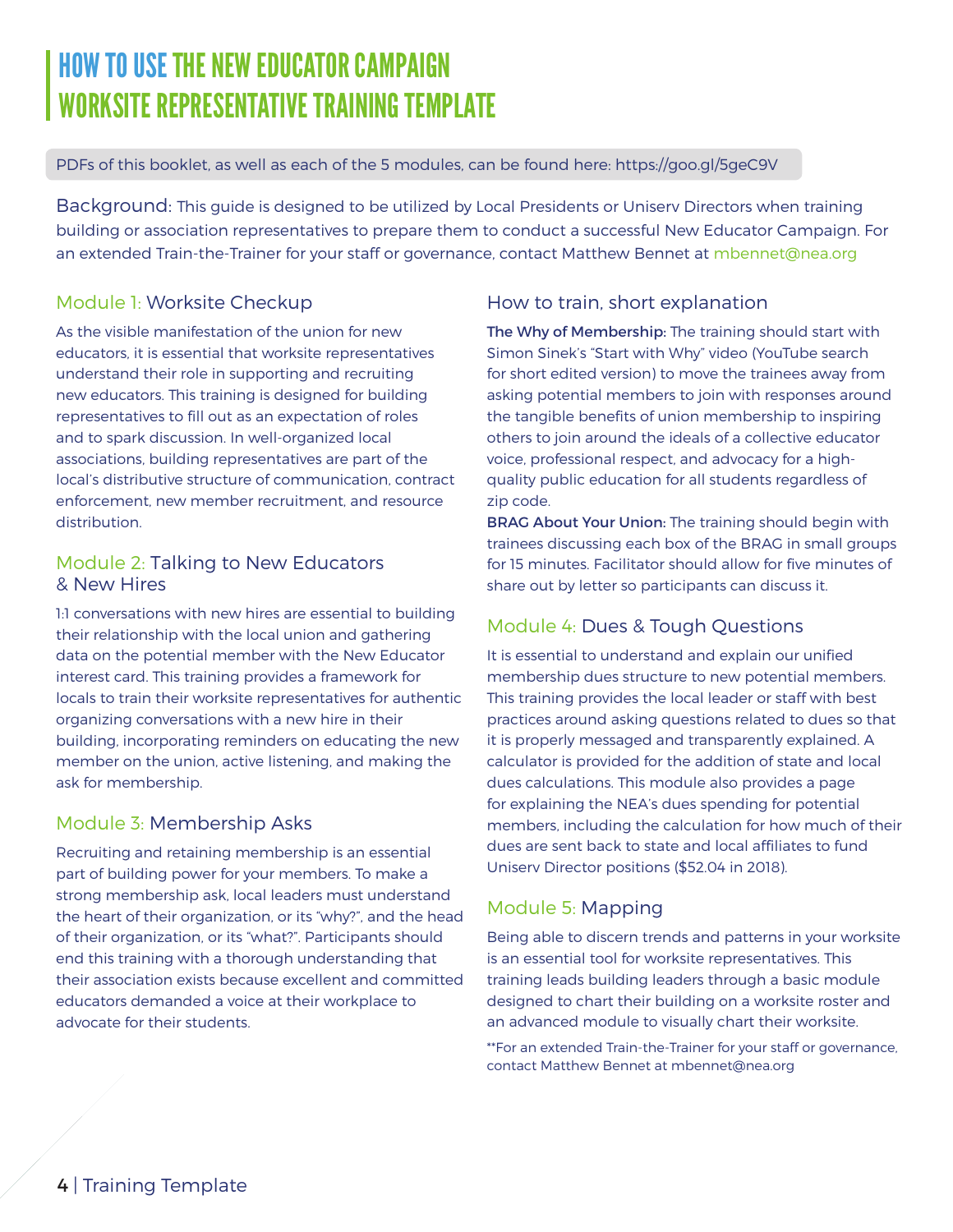# HOW TO USE THE NEW EDUCATOR CAMPAIGN WORKSITE REPRESENTATIVE TRAINING TEMPLATE

PDFs of this booklet, as well as each of the 5 modules, can be found here: https://goo.gl/5geC9V

Background: This guide is designed to be utilized by Local Presidents or Uniserv Directors when training building or association representatives to prepare them to conduct a successful New Educator Campaign. For an extended Train-the-Trainer for your staff or governance, contact Matthew Bennet at mbennet@nea.org

## Module 1: Worksite Checkup

As the visible manifestation of the union for new educators, it is essential that worksite representatives understand their role in supporting and recruiting new educators. This training is designed for building representatives to fill out as an expectation of roles and to spark discussion. In well-organized local associations, building representatives are part of the local's distributive structure of communication, contract enforcement, new member recruitment, and resource distribution.

## Module 2: Talking to New Educators & New Hires

1:1 conversations with new hires are essential to building their relationship with the local union and gathering data on the potential member with the New Educator interest card. This training provides a framework for locals to train their worksite representatives for authentic organizing conversations with a new hire in their building, incorporating reminders on educating the new member on the union, active listening, and making the ask for membership.

## Module 3: Membership Asks

Recruiting and retaining membership is an essential part of building power for your members. To make a strong membership ask, local leaders must understand the heart of their organization, or its "why?", and the head of their organization, or its "what?". Participants should end this training with a thorough understanding that their association exists because excellent and committed educators demanded a voice at their workplace to advocate for their students.

## How to train, short explanation

**The Why of Membership:** The training should start with Simon Sinek's "Start with Why" video (YouTube search for short edited version) to move the trainees away from asking potential members to join with responses around the tangible benefits of union membership to inspiring others to join around the ideals of a collective educator voice, professional respect, and advocacy for a high-quality public education for all students regardless of zip code.

**BRAG About Your Union:** The training should begin with trainees discussing each box of the BRAG in small groups for 15 minutes. Facilitator should allow for five minutes of share out by letter so participants can discuss it.

## Module 4: Dues & Tough Questions

It is essential to understand and explain our unified membership dues structure to new potential members. This training provides the local leader or staff with best practices around asking questions related to dues so that it is properly messaged and transparently explained. A calculator is provided for the addition of state and local dues calculations. This module also provides a page for explaining the NEA's dues spending for potential members, including the calculation for how much of their dues are sent back to state and local affiliates to fund Uniserv Director positions ($52.04 in 2018).

## Module 5: Mapping

Being able to discern trends and patterns in your worksite is an essential tool for worksite representatives. This training leads building leaders through a basic module designed to chart their building on a worksite roster and an advanced module to visually chart their worksite.

**For an extended Train-the-Trainer for your staff or governance, contact Matthew Bennet at mbennet@nea.org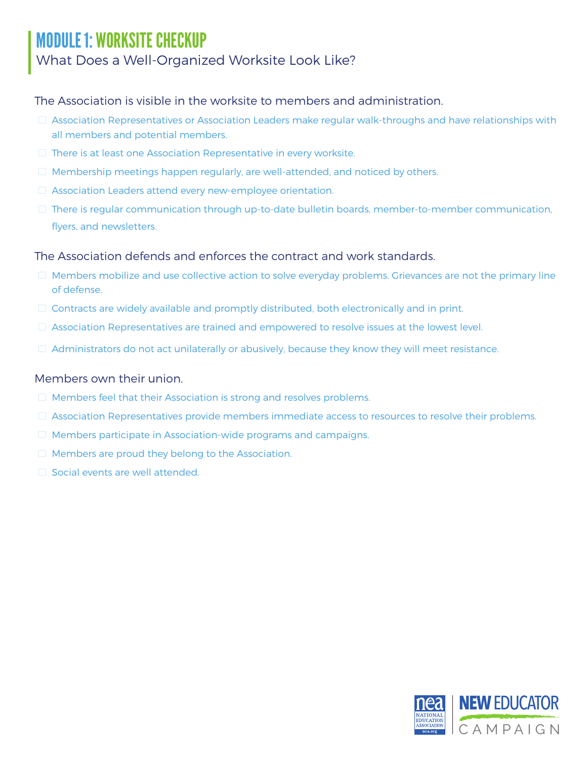# MODULE 1: WORKSITE CHECKUP

## What Does a Well-Organized Worksite Look Like?

### The Association is visible in the worksite to members and administration.

- ☐ Association Representatives or Association Leaders make regular walk-throughs and have relationships with all members and potential members.
- ☐ There is at least one Association Representative in every worksite.
- ☐ Membership meetings happen regularly, are well-attended, and noticed by others.
- ☐ Association Leaders attend every new-employee orientation.
- ☐ There is regular communication through up-to-date bulletin boards, member-to-member communication, flyers, and newsletters.

### The Association defends and enforces the contract and work standards.

- ☐ Members mobilize and use collective action to solve everyday problems. Grievances are not the primary line of defense.
- ☐ Contracts are widely available and promptly distributed, both electronically and in print.
- ☐ Association Representatives are trained and empowered to resolve issues at the lowest level.
- ☐ Administrators do not act unilaterally or abusively, because they know they will meet resistance.

### Members own their union.

- ☐ Members feel that their Association is strong and resolves problems.
- ☐ Association Representatives provide members immediate access to resources to resolve their problems.
- ☐ Members participate in Association-wide programs and campaigns.
- ☐ Members are proud they belong to the Association.
- ☐ Social events are well attended.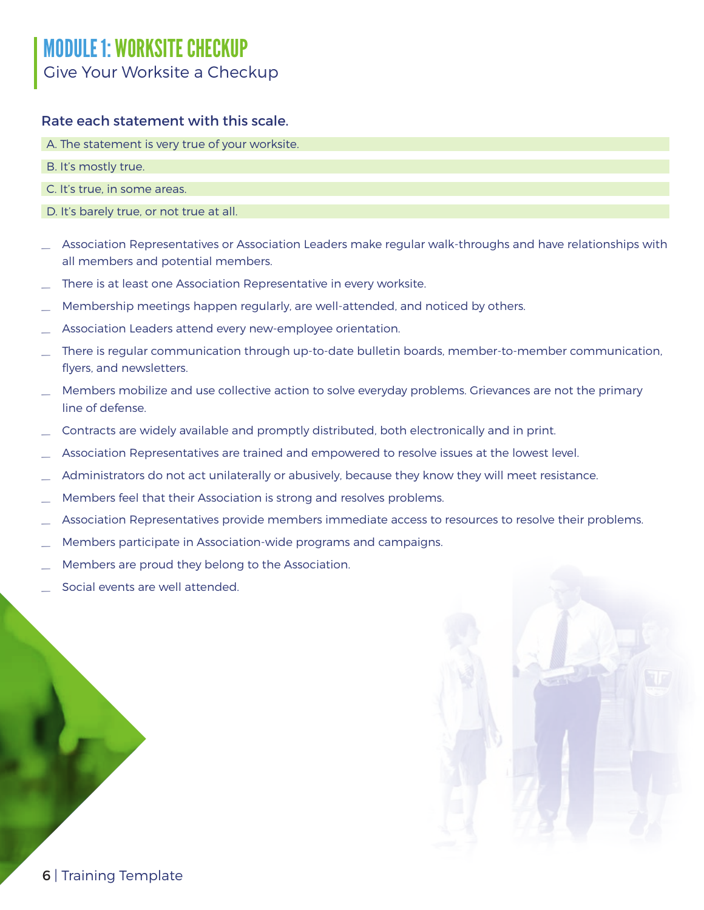# MODULE 1: WORKSITE CHECKUP

## Give Your Worksite a Checkup

**Rate each statement with this scale.**

A. The statement is very true of your worksite.

B. It's mostly true.

C. It's true, in some areas.

D. It's barely true, or not true at all.

__ Association Representatives or Association Leaders make regular walk-throughs and have relationships with all members and potential members.

__ There is at least one Association Representative in every worksite.

__ Membership meetings happen regularly, are well-attended, and noticed by others.

__ Association Leaders attend every new-employee orientation.

__ There is regular communication through up-to-date bulletin boards, member-to-member communication, flyers, and newsletters.

__ Members mobilize and use collective action to solve everyday problems. Grievances are not the primary line of defense.

__ Contracts are widely available and promptly distributed, both electronically and in print.

__ Association Representatives are trained and empowered to resolve issues at the lowest level.

__ Administrators do not act unilaterally or abusively, because they know they will meet resistance.

__ Members feel that their Association is strong and resolves problems.

__ Association Representatives provide members immediate access to resources to resolve their problems.

__ Members participate in Association-wide programs and campaigns.

__ Members are proud they belong to the Association.

__ Social events are well attended.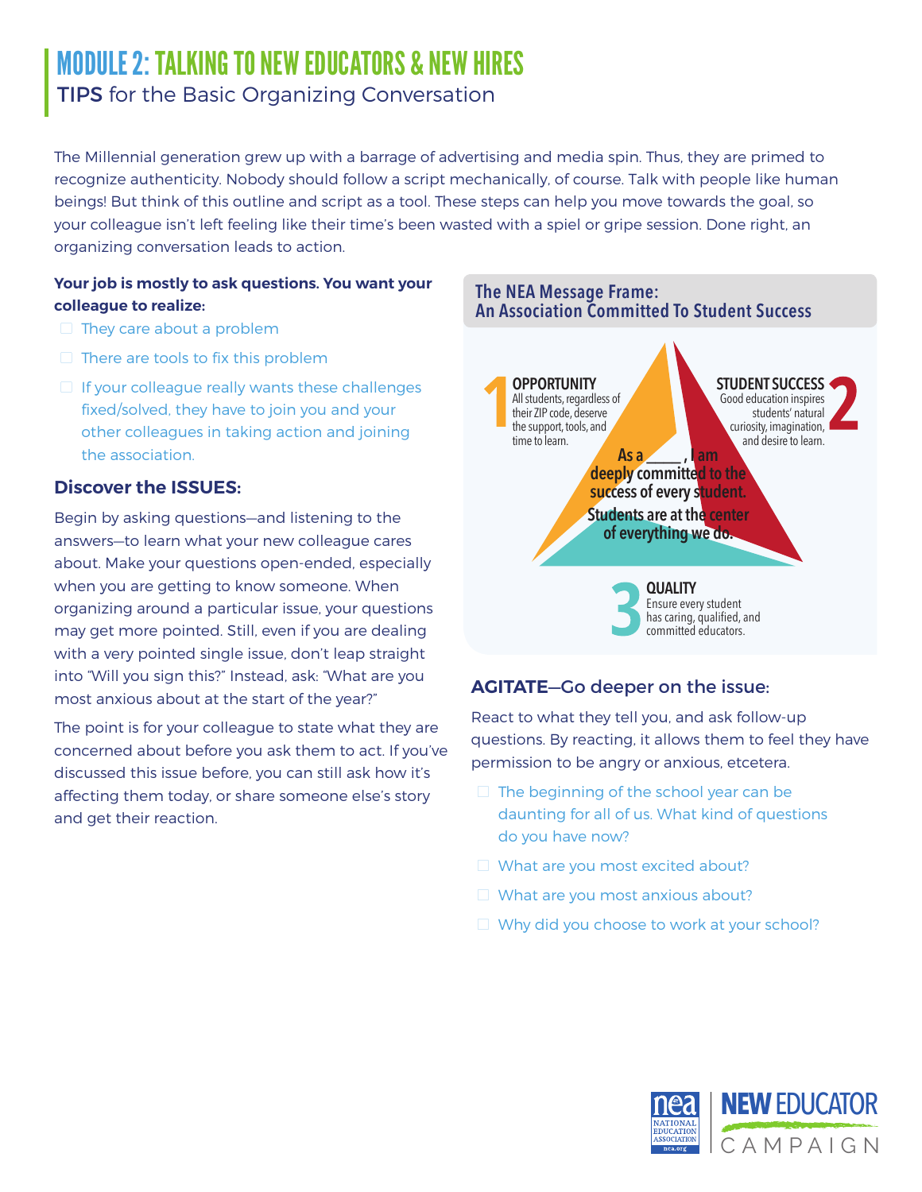# MODULE 2: TALKING TO NEW EDUCATORS & NEW HIRES

## TIPS for the Basic Organizing Conversation

The Millennial generation grew up with a barrage of advertising and media spin. Thus, they are primed to recognize authenticity. Nobody should follow a script mechanically, of course. Talk with people like human beings! But think of this outline and script as a tool. These steps can help you move towards the goal, so your colleague isn't left feeling like their time's been wasted with a spiel or gripe session. Done right, an organizing conversation leads to action.

**Your job is mostly to ask questions. You want your colleague to realize:**

- They care about a problem
- There are tools to fix this problem
- If your colleague really wants these challenges fixed/solved, they have to join you and your other colleagues in taking action and joining the association.

### Discover the ISSUES:

Begin by asking questions—and listening to the answers—to learn what your new colleague cares about. Make your questions open-ended, especially when you are getting to know someone. When organizing around a particular issue, your questions may get more pointed. Still, even if you are dealing with a very pointed single issue, don't leap straight into "Will you sign this?" Instead, ask: "What are you most anxious about at the start of the year?"

The point is for your colleague to state what they are concerned about before you ask them to act. If you've discussed this issue before, you can still ask how it's affecting them today, or share someone else's story and get their reaction.

### The NEA Message Frame: An Association Committed To Student Success

**1 OPPORTUNITY** All students, regardless of their ZIP code, deserve the support, tools, and time to learn.

**2 STUDENT SUCCESS** Good education inspires students' natural curiosity, imagination, and desire to learn.

**3 QUALITY** Ensure every student has caring, qualified, and committed educators.

**As a _____, I am deeply committed to the success of every student. Students are at the center of everything we do.**

### AGITATE—Go deeper on the issue:

React to what they tell you, and ask follow-up questions. By reacting, it allows them to feel they have permission to be angry or anxious, etcetera.

- The beginning of the school year can be daunting for all of us. What kind of questions do you have now?
- What are you most excited about?
- What are you most anxious about?
- Why did you choose to work at your school?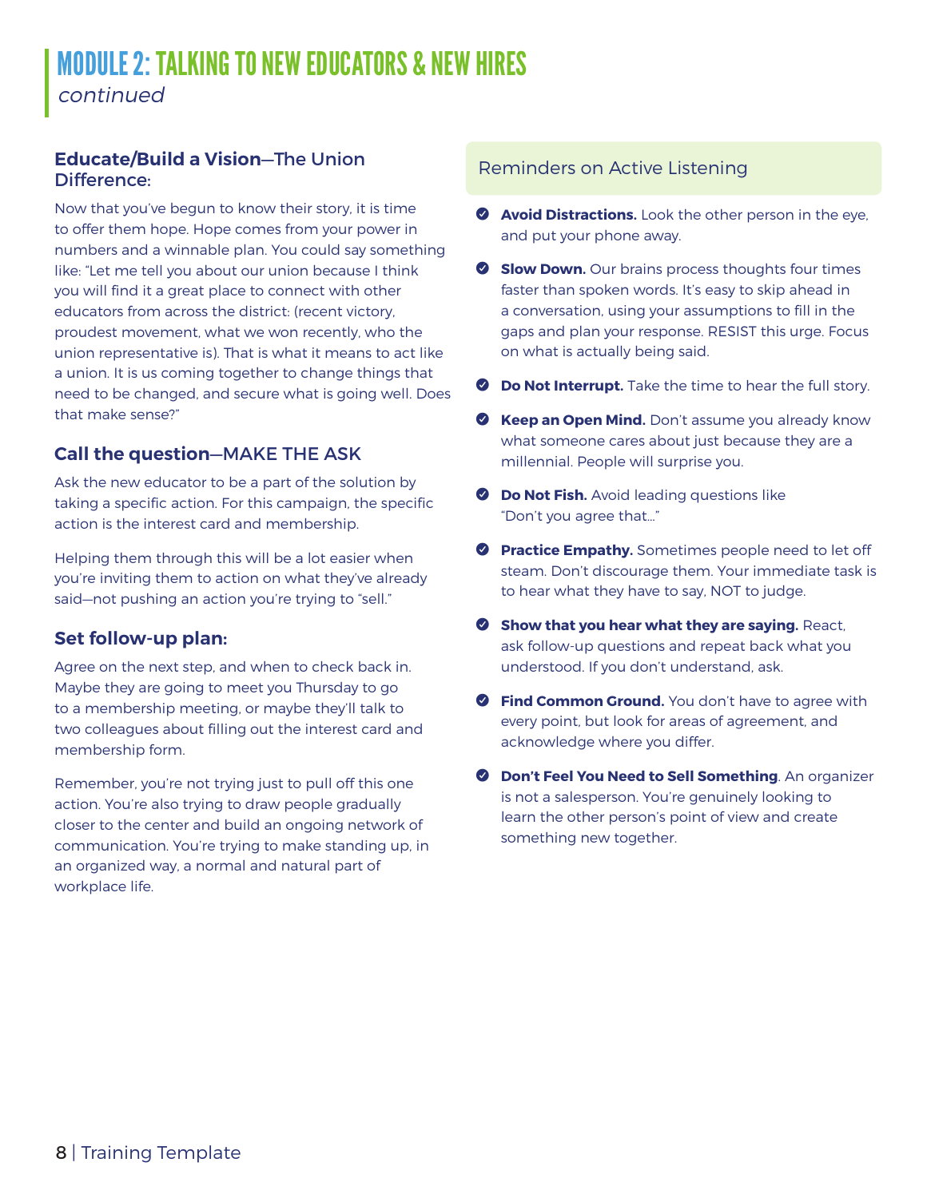# MODULE 2: TALKING TO NEW EDUCATORS & NEW HIRES

*continued*

### **Educate/Build a Vision**—The Union Difference:

Now that you've begun to know their story, it is time to offer them hope. Hope comes from your power in numbers and a winnable plan. You could say something like: "Let me tell you about our union because I think you will find it a great place to connect with other educators from across the district: (recent victory, proudest movement, what we won recently, who the union representative is). That is what it means to act like a union. It is us coming together to change things that need to be changed, and secure what is going well. Does that make sense?"

### **Call the question**—MAKE THE ASK

Ask the new educator to be a part of the solution by taking a specific action. For this campaign, the specific action is the interest card and membership.

Helping them through this will be a lot easier when you're inviting them to action on what they've already said—not pushing an action you're trying to "sell."

### **Set follow-up plan:**

Agree on the next step, and when to check back in. Maybe they are going to meet you Thursday to go to a membership meeting, or maybe they'll talk to two colleagues about filling out the interest card and membership form.

Remember, you're not trying just to pull off this one action. You're also trying to draw people gradually closer to the center and build an ongoing network of communication. You're trying to make standing up, in an organized way, a normal and natural part of workplace life.

## Reminders on Active Listening

- **Avoid Distractions.** Look the other person in the eye, and put your phone away.
- **Slow Down.** Our brains process thoughts four times faster than spoken words. It's easy to skip ahead in a conversation, using your assumptions to fill in the gaps and plan your response. RESIST this urge. Focus on what is actually being said.
- **Do Not Interrupt.** Take the time to hear the full story.
- **Keep an Open Mind.** Don't assume you already know what someone cares about just because they are a millennial. People will surprise you.
- **Do Not Fish.** Avoid leading questions like "Don't you agree that…"
- **Practice Empathy.** Sometimes people need to let off steam. Don't discourage them. Your immediate task is to hear what they have to say, NOT to judge.
- **Show that you hear what they are saying.** React, ask follow-up questions and repeat back what you understood. If you don't understand, ask.
- **Find Common Ground.** You don't have to agree with every point, but look for areas of agreement, and acknowledge where you differ.
- **Don't Feel You Need to Sell Something**. An organizer is not a salesperson. You're genuinely looking to learn the other person's point of view and create something new together.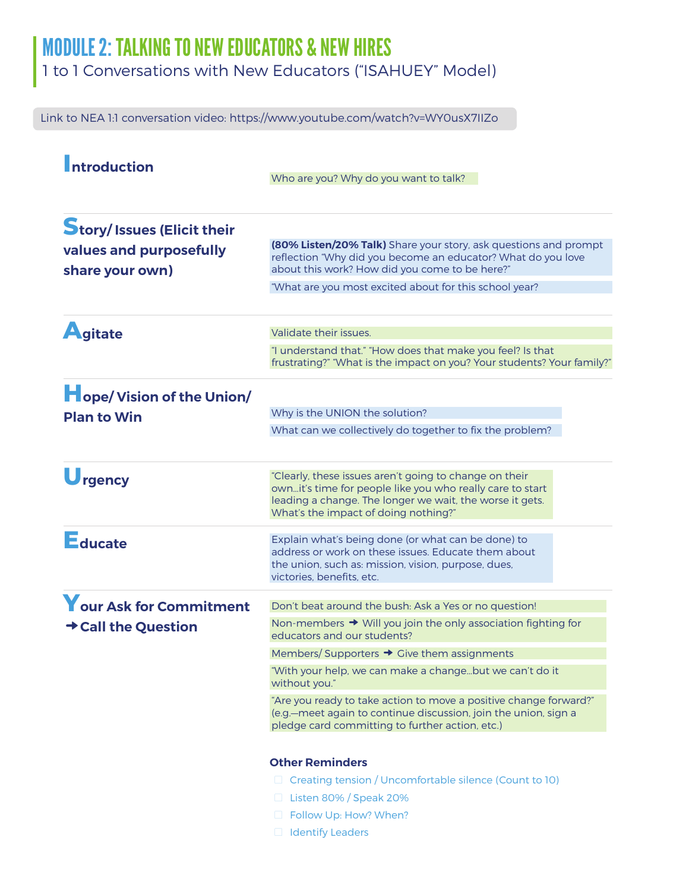# MODULE 2: TALKING TO NEW EDUCATORS & NEW HIRES

1 to 1 Conversations with New Educators ("ISAHUEY" Model)

Link to NEA 1:1 conversation video: https://www.youtube.com/watch?v=WY0usX7IIZo

## Introduction

Who are you? Why do you want to talk?

## Story/ Issues (Elicit their values and purposefully share your own)

**(80% Listen/20% Talk)** Share your story, ask questions and prompt reflection "Why did you become an educator? What do you love about this work? How did you come to be here?"

"What are you most excited about for this school year?

## Agitate

Validate their issues.

"I understand that." "How does that make you feel? Is that frustrating?" "What is the impact on you? Your students? Your family?"

## Hope/ Vision of the Union/ Plan to Win

Why is the UNION the solution?

What can we collectively do together to fix the problem?

## Urgency

"Clearly, these issues aren't going to change on their own…it's time for people like you who really care to start leading a change. The longer we wait, the worse it gets. What's the impact of doing nothing?"

## Educate

Explain what's being done (or what can be done) to address or work on these issues. Educate them about the union, such as: mission, vision, purpose, dues, victories, benefits, etc.

## Your Ask for Commitment ➜ Call the Question

Don't beat around the bush: Ask a Yes or no question!

Non-members ➜ Will you join the only association fighting for educators and our students?

Members/ Supporters ➜ Give them assignments

"With your help, we can make a change…but we can't do it without you."

"Are you ready to take action to move a positive change forward?" (e.g.—meet again to continue discussion, join the union, sign a pledge card committing to further action, etc.)

### Other Reminders

- ☐ Creating tension / Uncomfortable silence (Count to 10)
- ☐ Listen 80% / Speak 20%
- ☐ Follow Up: How? When?
- ☐ Identify Leaders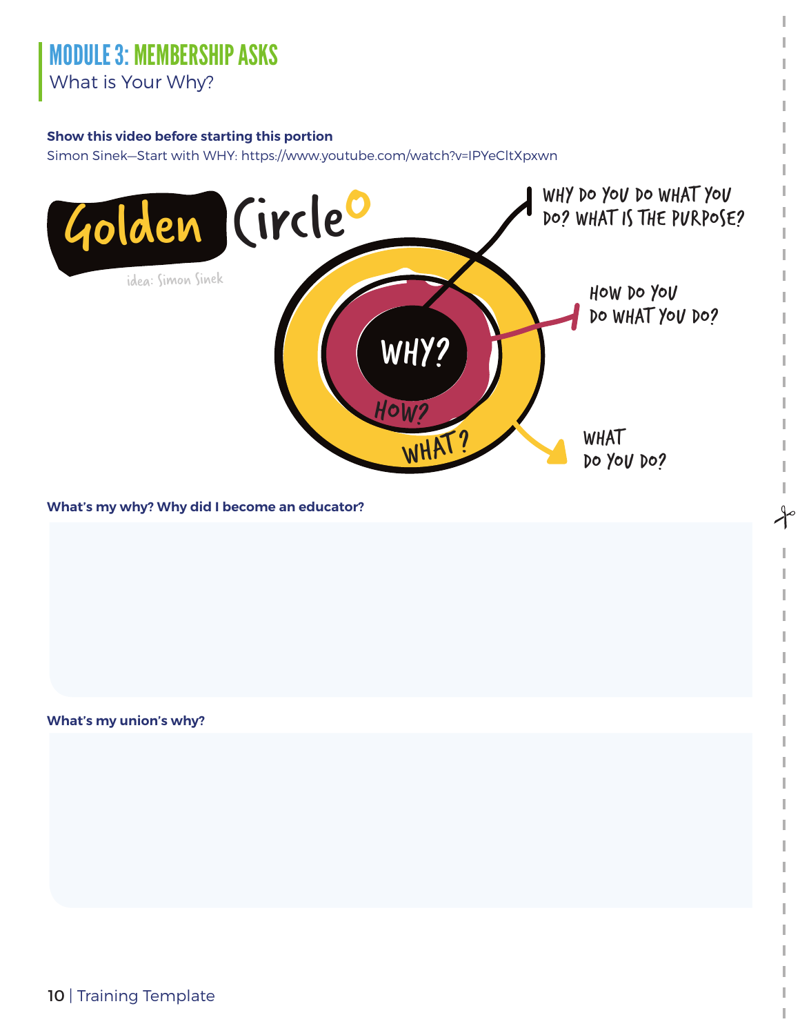# MODULE 3: MEMBERSHIP ASKS

What is Your Why?

**Show this video before starting this portion**

Simon Sinek—Start with WHY: https://www.youtube.com/watch?v=IPYeCltXpxwn

Golden Circle

idea: Simon Sinek

WHY?

HOW?

WHAT?

WHY DO YOU DO WHAT YOU DO? WHAT IS THE PURPOSE?

HOW DO YOU DO WHAT YOU DO?

WHAT DO YOU DO?

**What's my why? Why did I become an educator?**

**What's my union's why?**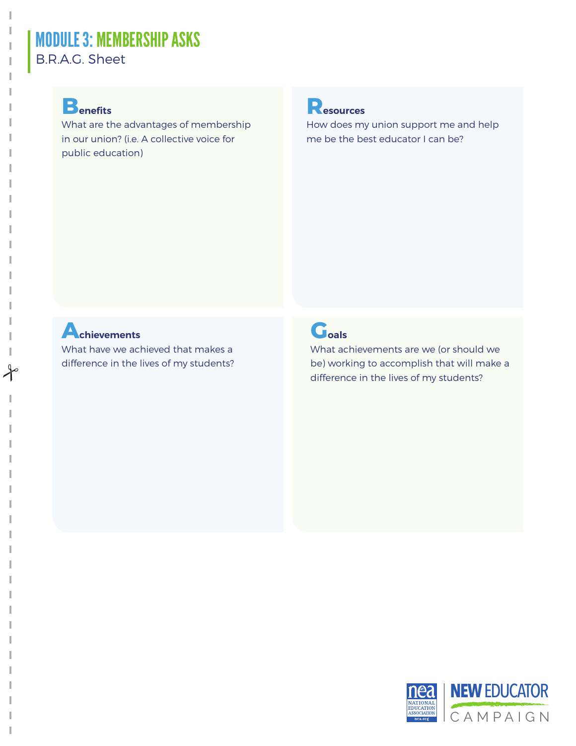# MODULE 3: MEMBERSHIP ASKS

B.R.A.G. Sheet

## Benefits

What are the advantages of membership in our union? (i.e. A collective voice for public education)

## Resources

How does my union support me and help me be the best educator I can be?

## Achievements

What have we achieved that makes a difference in the lives of my students?

## Goals

What achievements are we (or should we be) working to accomplish that will make a difference in the lives of my students?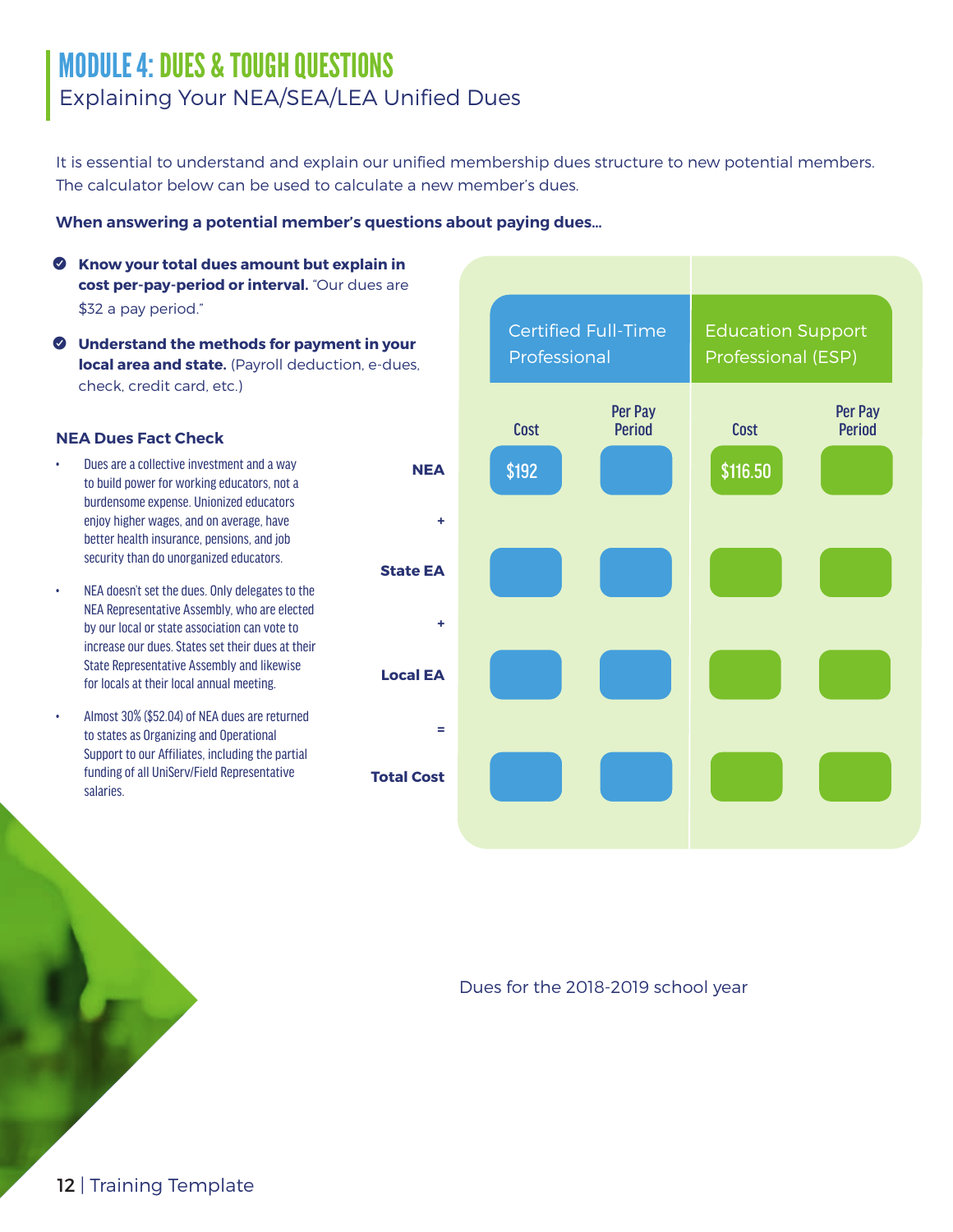# MODULE 4: DUES & TOUGH QUESTIONS

## Explaining Your NEA/SEA/LEA Unified Dues

It is essential to understand and explain our unified membership dues structure to new potential members. The calculator below can be used to calculate a new member's dues.

**When answering a potential member's questions about paying dues...**

- **Know your total dues amount but explain in cost per-pay-period or interval.** "Our dues are $32 a pay period."
- **Understand the methods for payment in your local area and state.** (Payroll deduction, e-dues, check, credit card, etc.)

### NEA Dues Fact Check

- Dues are a collective investment and a way to build power for working educators, not a burdensome expense. Unionized educators enjoy higher wages, and on average, have better health insurance, pensions, and job security than do unorganized educators.
- NEA doesn't set the dues. Only delegates to the NEA Representative Assembly, who are elected by our local or state association can vote to increase our dues. States set their dues at their State Representative Assembly and likewise for locals at their local annual meeting.
- Almost 30% ($52.04) of NEA dues are returned to states as Organizing and Operational Support to our Affiliates, including the partial funding of all UniServ/Field Representative salaries.

| | Certified Full-Time Professional | | Education Support Professional (ESP) | |
|---|---|---|---|---|
| | Cost | Per Pay Period | Cost | Per Pay Period |
| NEA | $192 | | $116.50 | |
| + | | | | |
| State EA | | | | |
| + | | | | |
| Local EA | | | | |
| = | | | | |
| Total Cost | | | | |

Dues for the 2018-2019 school year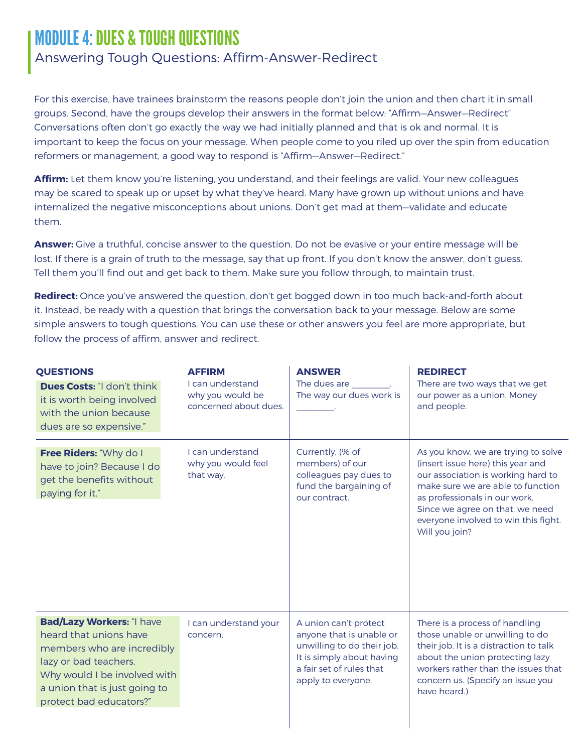# MODULE 4: DUES & TOUGH QUESTIONS

## Answering Tough Questions: Affirm-Answer-Redirect

For this exercise, have trainees brainstorm the reasons people don't join the union and then chart it in small groups. Second, have the groups develop their answers in the format below: "Affirm—Answer—Redirect" Conversations often don't go exactly the way we had initially planned and that is ok and normal. It is important to keep the focus on your message. When people come to you riled up over the spin from education reformers or management, a good way to respond is "Affirm—Answer—Redirect."

**Affirm:** Let them know you're listening, you understand, and their feelings are valid. Your new colleagues may be scared to speak up or upset by what they've heard. Many have grown up without unions and have internalized the negative misconceptions about unions. Don't get mad at them—validate and educate them.

**Answer:** Give a truthful, concise answer to the question. Do not be evasive or your entire message will be lost. If there is a grain of truth to the message, say that up front. If you don't know the answer, don't guess. Tell them you'll find out and get back to them. Make sure you follow through, to maintain trust.

**Redirect:** Once you've answered the question, don't get bogged down in too much back-and-forth about it. Instead, be ready with a question that brings the conversation back to your message. Below are some simple answers to tough questions. You can use these or other answers you feel are more appropriate, but follow the process of affirm, answer and redirect.

| QUESTIONS | AFFIRM | ANSWER | REDIRECT |
|---|---|---|---|
| **Dues Costs:** "I don't think it is worth being involved with the union because dues are so expensive." | I can understand why you would be concerned about dues. | The dues are _________. The way our dues work is _________. | There are two ways that we get our power as a union. Money and people. |
| **Free Riders:** "Why do I have to join? Because I do get the benefits without paying for it." | I can understand why you would feel that way. | Currently, (% of members) of our colleagues pay dues to fund the bargaining of our contract. | As you know, we are trying to solve (insert issue here) this year and our association is working hard to make sure we are able to function as professionals in our work. Since we agree on that, we need everyone involved to win this fight. Will you join? |
| **Bad/Lazy Workers:** "I have heard that unions have members who are incredibly lazy or bad teachers. Why would I be involved with a union that is just going to protect bad educators?" | I can understand your concern. | A union can't protect anyone that is unable or unwilling to do their job. It is simply about having a fair set of rules that apply to everyone. | There is a process of handling those unable or unwilling to do their job. It is a distraction to talk about the union protecting lazy workers rather than the issues that concern us. (Specify an issue you have heard.) |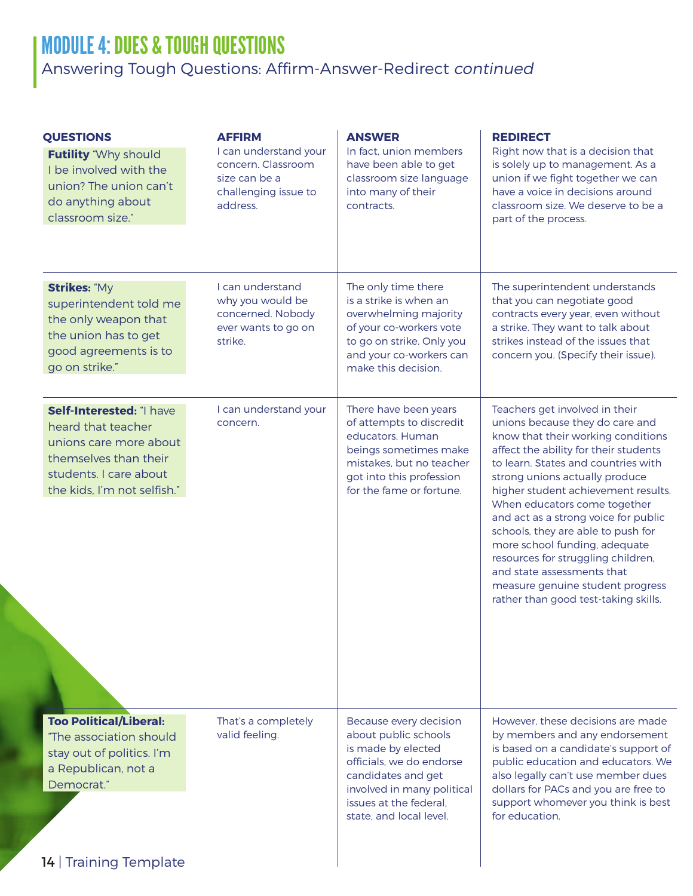# MODULE 4: DUES & TOUGH QUESTIONS

## Answering Tough Questions: Affirm-Answer-Redirect *continued*

| QUESTIONS | AFFIRM | ANSWER | REDIRECT |
|---|---|---|---|
| **Futility** "Why should I be involved with the union? The union can't do anything about classroom size." | I can understand your concern. Classroom size can be a challenging issue to address. | In fact, union members have been able to get classroom size language into many of their contracts. | Right now that is a decision that is solely up to management. As a union if we fight together we can have a voice in decisions around classroom size. We deserve to be a part of the process. |
| **Strikes:** "My superintendent told me the only weapon that the union has to get good agreements is to go on strike." | I can understand why you would be concerned. Nobody ever wants to go on strike. | The only time there is a strike is when an overwhelming majority of your co-workers vote to go on strike. Only you and your co-workers can make this decision. | The superintendent understands that you can negotiate good contracts every year, even without a strike. They want to talk about strikes instead of the issues that concern you. (Specify their issue). |
| **Self-Interested:** "I have heard that teacher unions care more about themselves than their students. I care about the kids, I'm not selfish." | I can understand your concern. | There have been years of attempts to discredit educators. Human beings sometimes make mistakes, but no teacher got into this profession for the fame or fortune. | Teachers get involved in their unions because they do care and know that their working conditions affect the ability for their students to learn. States and countries with strong unions actually produce higher student achievement results. When educators come together and act as a strong voice for public schools, they are able to push for more school funding, adequate resources for struggling children, and state assessments that measure genuine student progress rather than good test-taking skills. |
| **Too Political/Liberal:** "The association should stay out of politics. I'm a Republican, not a Democrat." | That's a completely valid feeling. | Because every decision about public schools is made by elected officials, we do endorse candidates and get involved in many political issues at the federal, state, and local level. | However, these decisions are made by members and any endorsement is based on a candidate's support of public education and educators. We also legally can't use member dues dollars for PACs and you are free to support whomever you think is best for education. |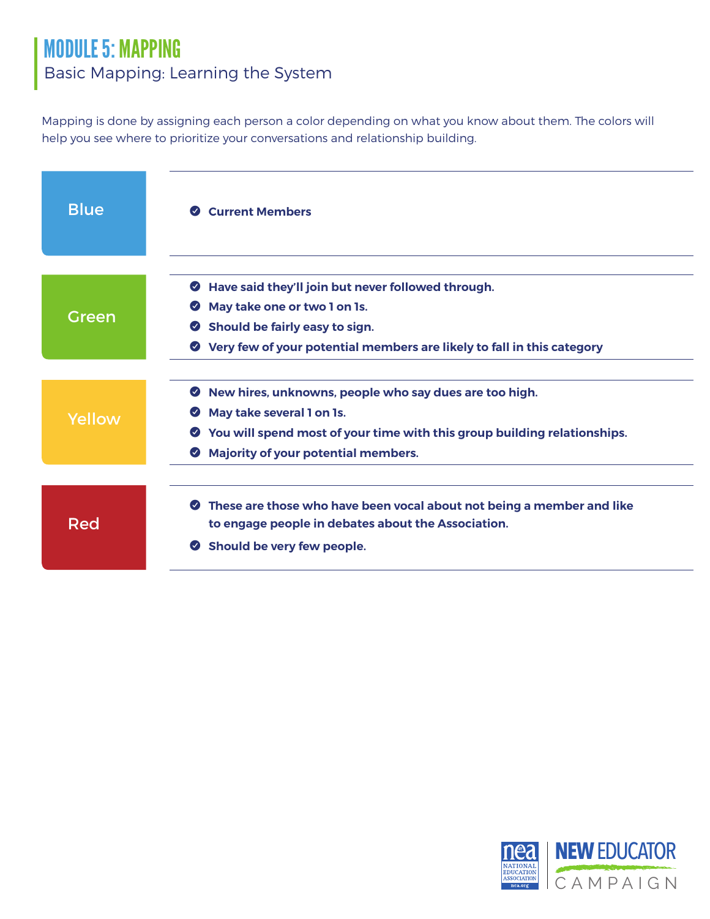# MODULE 5: MAPPING

## Basic Mapping: Learning the System

Mapping is done by assigning each person a color depending on what you know about them. The colors will help you see where to prioritize your conversations and relationship building.

| Color | Description |
| --- | --- |
| Blue | • **Current Members** |
| Green | • **Have said they'll join but never followed through.** • **May take one or two 1 on 1s.** • **Should be fairly easy to sign.** • **Very few of your potential members are likely to fall in this category** |
| Yellow | • **New hires, unknowns, people who say dues are too high.** • **May take several 1 on 1s.** • **You will spend most of your time with this group building relationships.** • **Majority of your potential members.** |
| Red | • **These are those who have been vocal about not being a member and like to engage people in debates about the Association.** • **Should be very few people.** |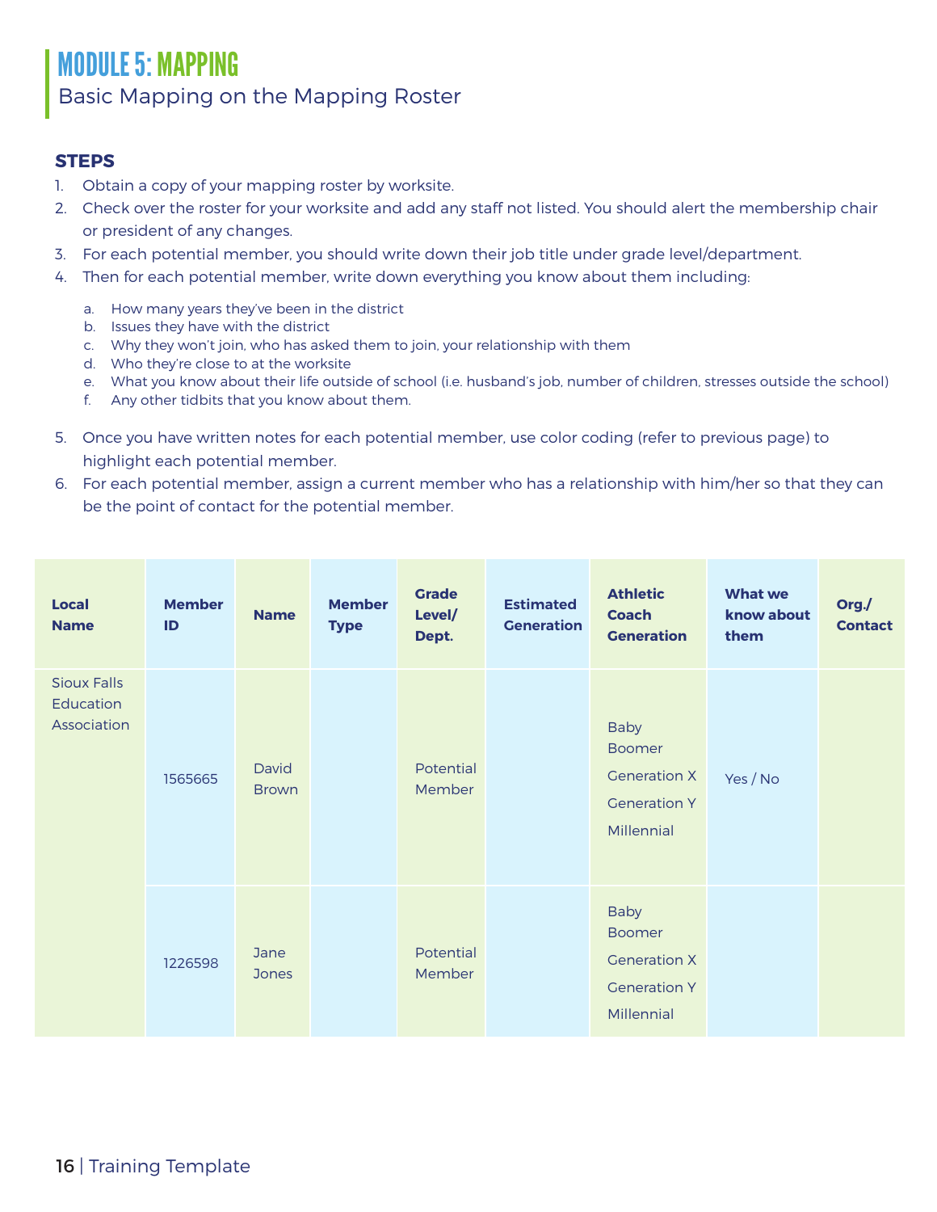# MODULE 5: MAPPING

## Basic Mapping on the Mapping Roster

### STEPS

1. Obtain a copy of your mapping roster by worksite.
2. Check over the roster for your worksite and add any staff not listed. You should alert the membership chair or president of any changes.
3. For each potential member, you should write down their job title under grade level/department.
4. Then for each potential member, write down everything you know about them including:
   a. How many years they've been in the district
   b. Issues they have with the district
   c. Why they won't join, who has asked them to join, your relationship with them
   d. Who they're close to at the worksite
   e. What you know about their life outside of school (i.e. husband's job, number of children, stresses outside the school)
   f. Any other tidbits that you know about them.
5. Once you have written notes for each potential member, use color coding (refer to previous page) to highlight each potential member.
6. For each potential member, assign a current member who has a relationship with him/her so that they can be the point of contact for the potential member.

| Local Name | Member ID | Name | Member Type | Grade Level/ Dept. | Estimated Generation | Athletic Coach Generation | What we know about them | Org./ Contact |
|---|---|---|---|---|---|---|---|---|
| Sioux Falls Education Association | 1565665 | David Brown | | Potential Member | | Baby Boomer<br>Generation X<br>Generation Y<br>Millennial | Yes / No | |
| | 1226598 | Jane Jones | | Potential Member | | Baby Boomer<br>Generation X<br>Generation Y<br>Millennial | | |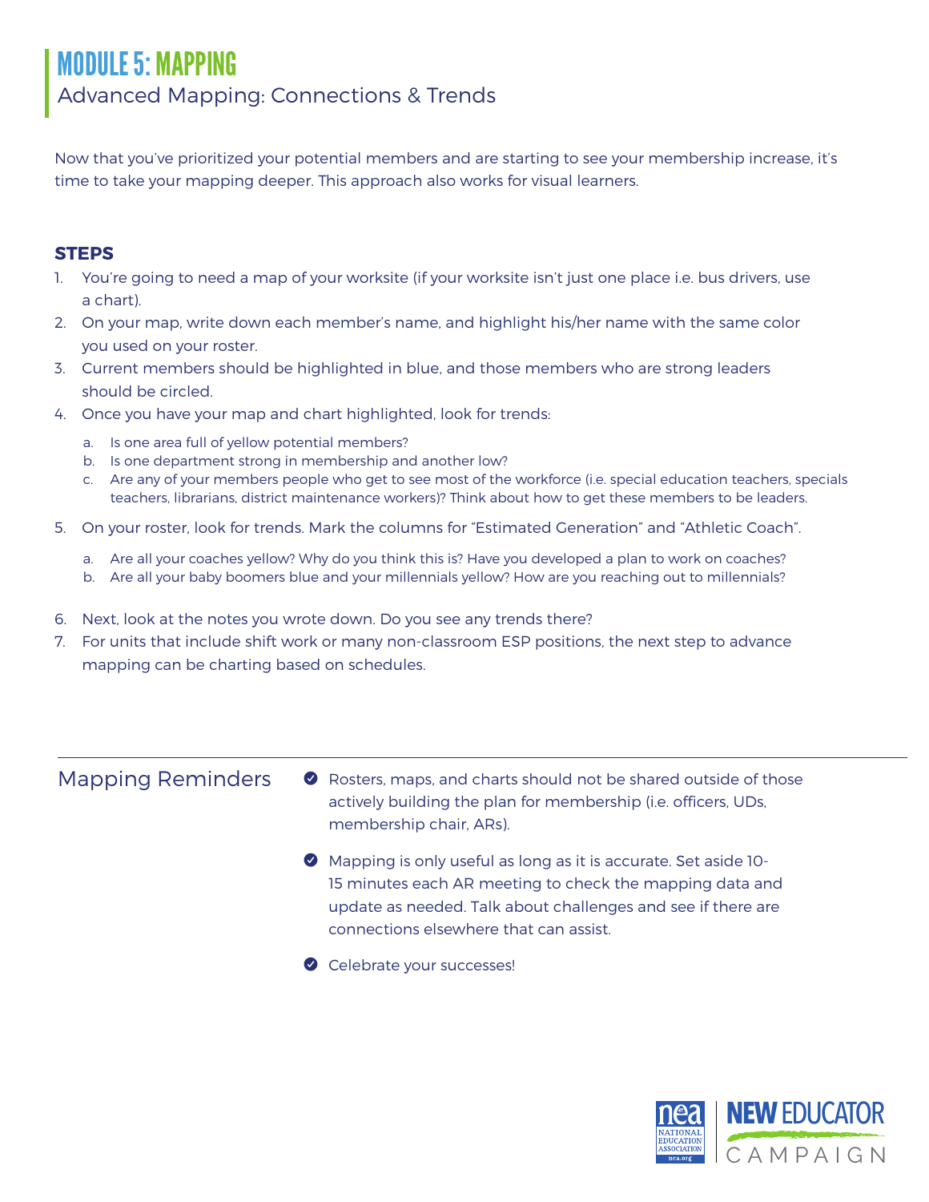# MODULE 5: MAPPING

## Advanced Mapping: Connections & Trends

Now that you've prioritized your potential members and are starting to see your membership increase, it's time to take your mapping deeper. This approach also works for visual learners.

### STEPS

1. You're going to need a map of your worksite (if your worksite isn't just one place i.e. bus drivers, use a chart).
2. On your map, write down each member's name, and highlight his/her name with the same color you used on your roster.
3. Current members should be highlighted in blue, and those members who are strong leaders should be circled.
4. Once you have your map and chart highlighted, look for trends:
   a. Is one area full of yellow potential members?
   b. Is one department strong in membership and another low?
   c. Are any of your members people who get to see most of the workforce (i.e. special education teachers, specials teachers, librarians, district maintenance workers)? Think about how to get these members to be leaders.
5. On your roster, look for trends. Mark the columns for "Estimated Generation" and "Athletic Coach".
   a. Are all your coaches yellow? Why do you think this is? Have you developed a plan to work on coaches?
   b. Are all your baby boomers blue and your millennials yellow? How are you reaching out to millennials?
6. Next, look at the notes you wrote down. Do you see any trends there?
7. For units that include shift work or many non-classroom ESP positions, the next step to advance mapping can be charting based on schedules.

### Mapping Reminders

- Rosters, maps, and charts should not be shared outside of those actively building the plan for membership (i.e. officers, UDs, membership chair, ARs).
- Mapping is only useful as long as it is accurate. Set aside 10-15 minutes each AR meeting to check the mapping data and update as needed. Talk about challenges and see if there are connections elsewhere that can assist.
- Celebrate your successes!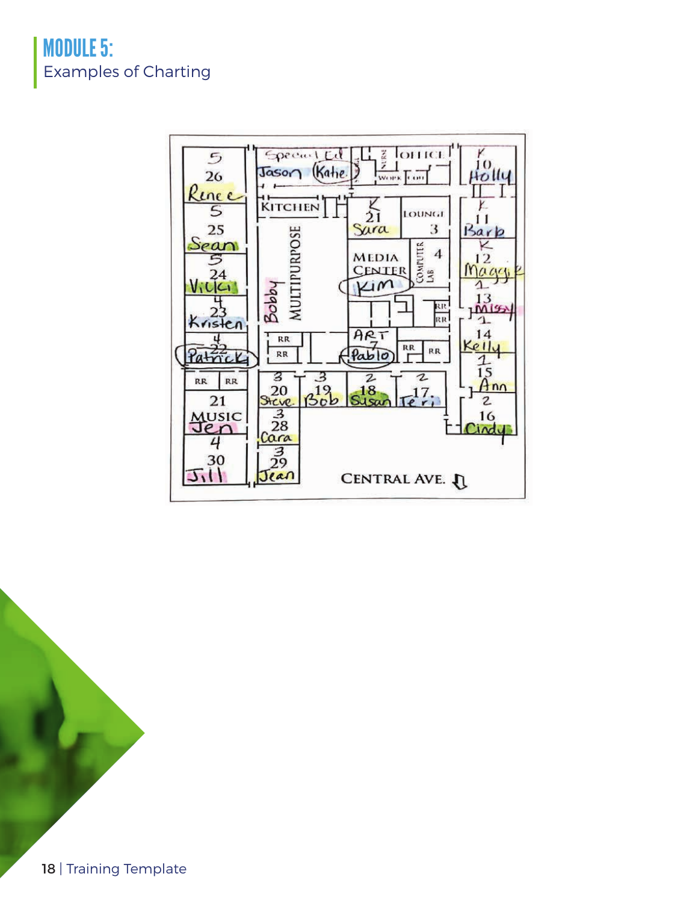# MODULE 5:

Examples of Charting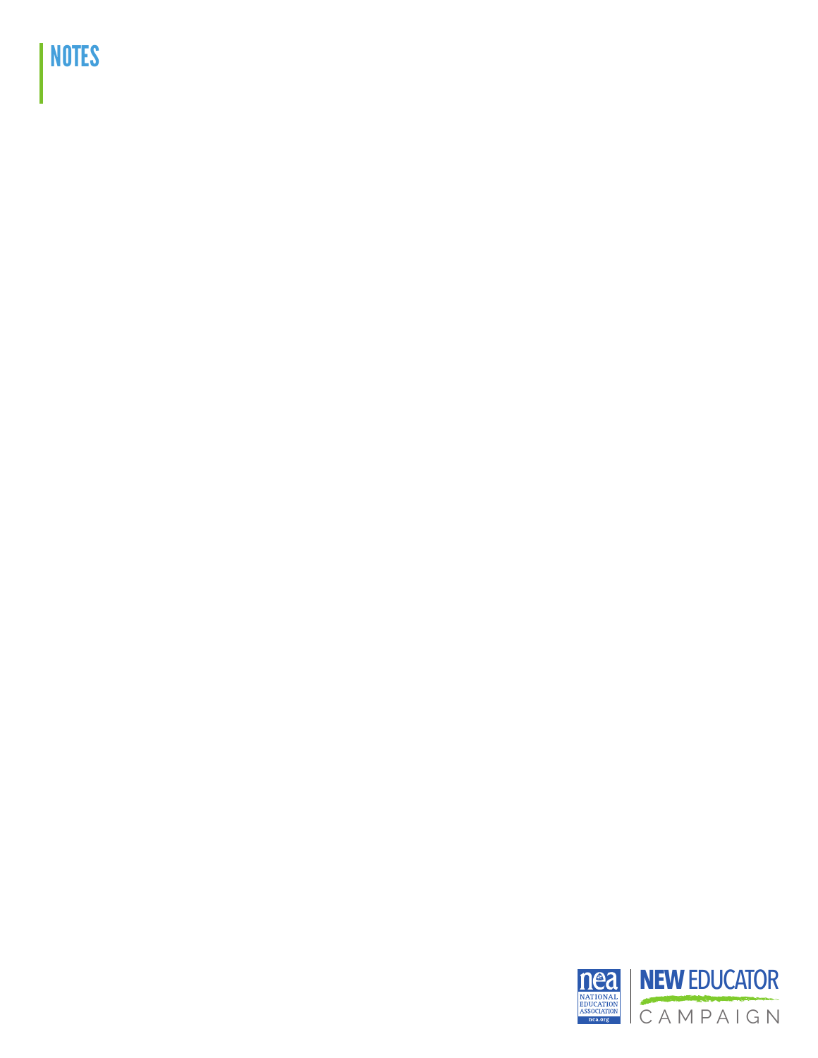# NOTES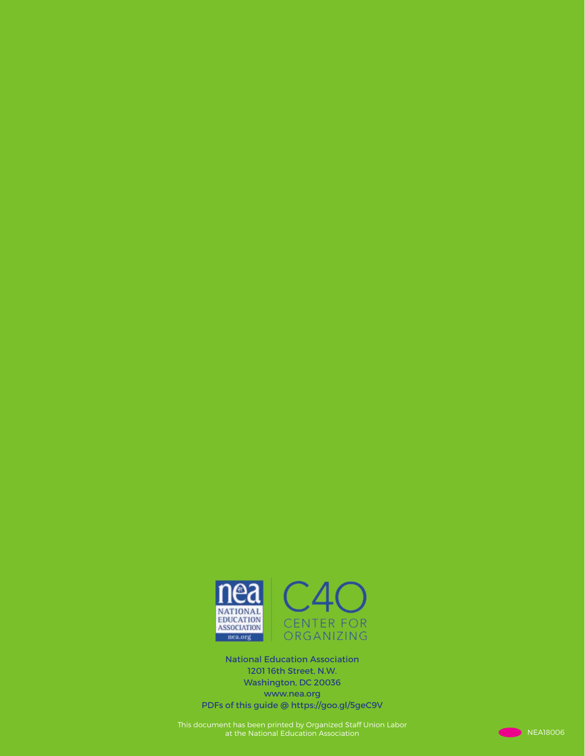National Education Association
1201 16th Street, N.W.
Washington, DC 20036
www.nea.org
PDFs of this guide @ https://goo.gl/5geC9V

This document has been printed by Organized Staff Union Labor
at the National Education Association

NEA18006